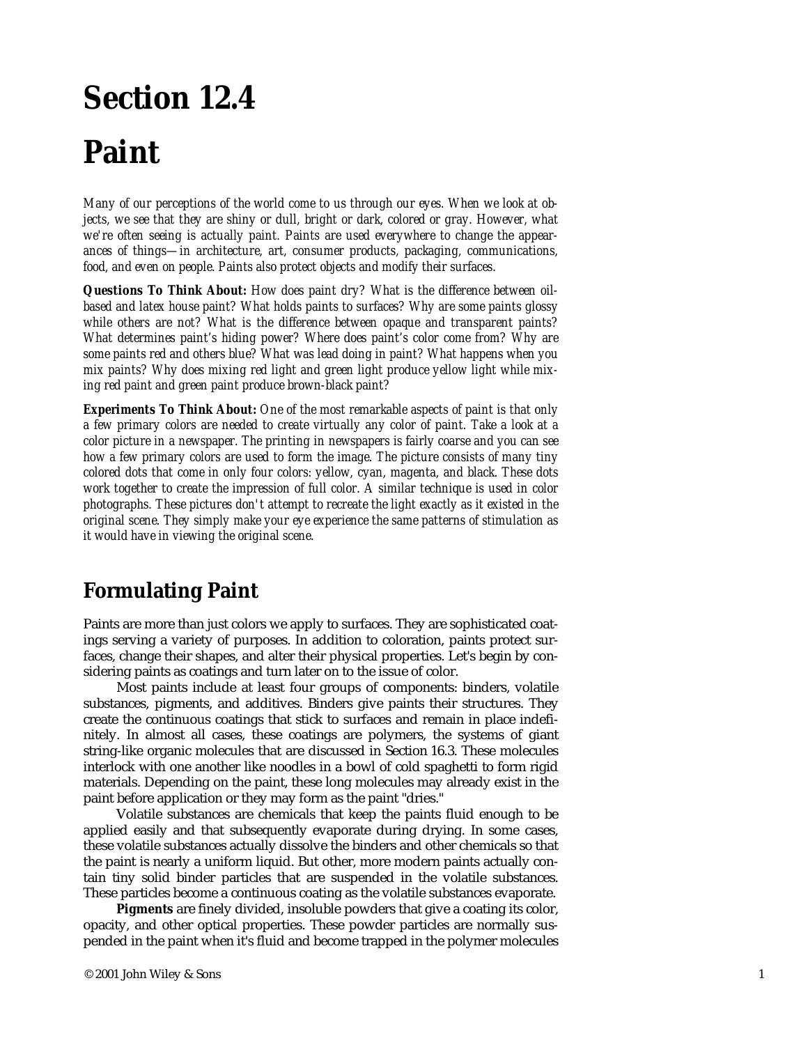# Section 12.4

# Paint

*Many of our perceptions of the world come to us through our eyes. When we look at objects, we see that they are shiny or dull, bright or dark, colored or gray. However, what we're often seeing is actually paint. Paints are used everywhere to change the appearances of things—in architecture, art, consumer products, packaging, communications, food, and even on people. Paints also protect objects and modify their surfaces.*

***Questions To Think About:*** *How does paint dry? What is the difference between oil-based and latex house paint? What holds paints to surfaces? Why are some paints glossy while others are not? What is the difference between opaque and transparent paints? What determines paint's hiding power? Where does paint's color come from? Why are some paints red and others blue? What was lead doing in paint? What happens when you mix paints? Why does mixing red light and green light produce yellow light while mixing red paint and green paint produce brown-black paint?*

***Experiments To Think About:*** *One of the most remarkable aspects of paint is that only a few primary colors are needed to create virtually any color of paint. Take a look at a color picture in a newspaper. The printing in newspapers is fairly coarse and you can see how a few primary colors are used to form the image. The picture consists of many tiny colored dots that come in only four colors: yellow, cyan, magenta, and black. These dots work together to create the impression of full color. A similar technique is used in color photographs. These pictures don't attempt to recreate the light exactly as it existed in the original scene. They simply make your eye experience the same patterns of stimulation as it would have in viewing the original scene.*

## Formulating Paint

Paints are more than just colors we apply to surfaces. They are sophisticated coatings serving a variety of purposes. In addition to coloration, paints protect surfaces, change their shapes, and alter their physical properties. Let's begin by considering paints as coatings and turn later on to the issue of color.

Most paints include at least four groups of components: binders, volatile substances, pigments, and additives. Binders give paints their structures. They create the continuous coatings that stick to surfaces and remain in place indefinitely. In almost all cases, these coatings are polymers, the systems of giant string-like organic molecules that are discussed in Section 16.3. These molecules interlock with one another like noodles in a bowl of cold spaghetti to form rigid materials. Depending on the paint, these long molecules may already exist in the paint before application or they may form as the paint "dries."

Volatile substances are chemicals that keep the paints fluid enough to be applied easily and that subsequently evaporate during drying. In some cases, these volatile substances actually dissolve the binders and other chemicals so that the paint is nearly a uniform liquid. But other, more modern paints actually contain tiny solid binder particles that are suspended in the volatile substances. These particles become a continuous coating as the volatile substances evaporate.

**Pigments** are finely divided, insoluble powders that give a coating its color, opacity, and other optical properties. These powder particles are normally suspended in the paint when it's fluid and become trapped in the polymer molecules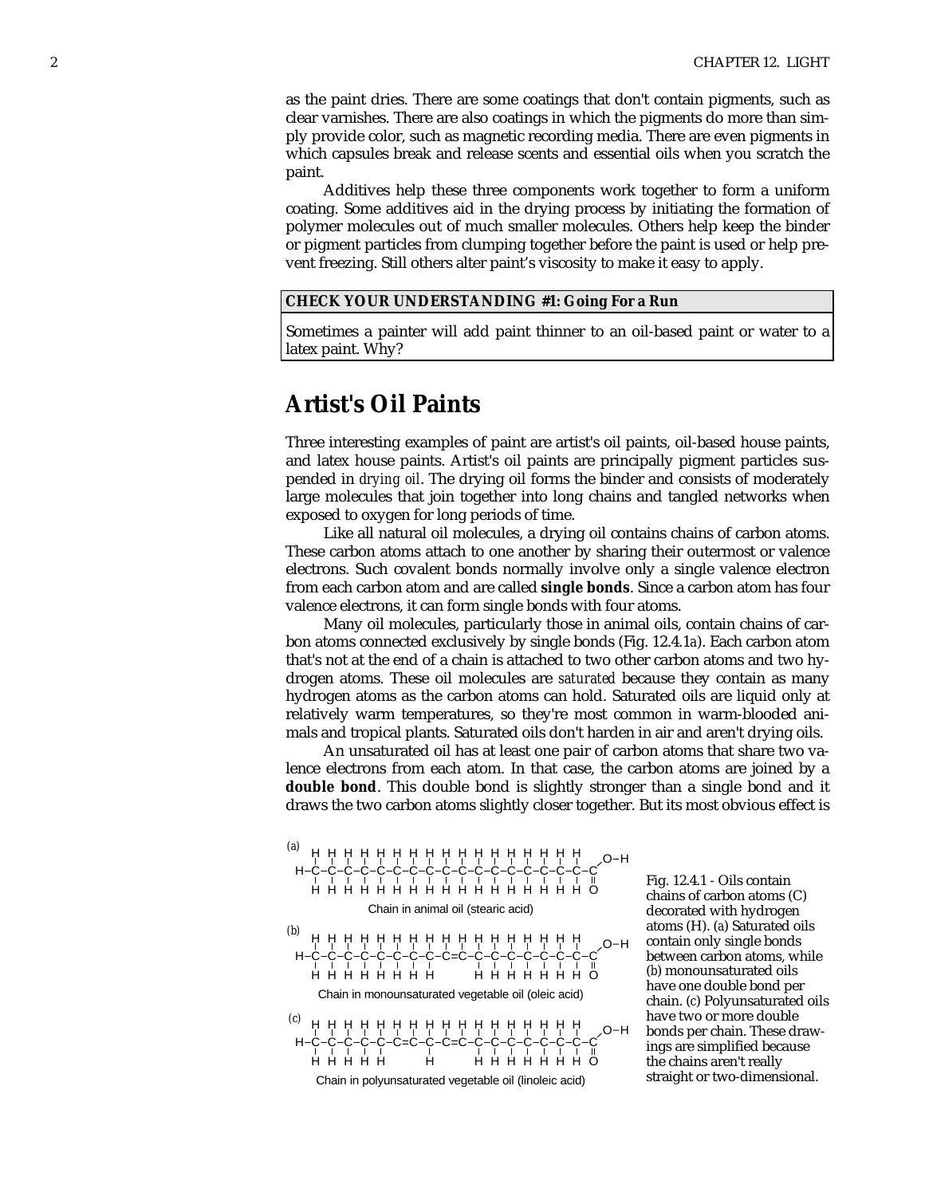as the paint dries. There are some coatings that don't contain pigments, such as clear varnishes. There are also coatings in which the pigments do more than simply provide color, such as magnetic recording media. There are even pigments in which capsules break and release scents and essential oils when you scratch the paint.

Additives help these three components work together to form a uniform coating. Some additives aid in the drying process by initiating the formation of polymer molecules out of much smaller molecules. Others help keep the binder or pigment particles from clumping together before the paint is used or help prevent freezing. Still others alter paint's viscosity to make it easy to apply.

| **CHECK YOUR UNDERSTANDING #1: Going For a Run** |
|---|
| Sometimes a painter will add paint thinner to an oil-based paint or water to a latex paint. Why? |

## Artist's Oil Paints

Three interesting examples of paint are artist's oil paints, oil-based house paints, and latex house paints. Artist's oil paints are principally pigment particles suspended in *drying oil*. The drying oil forms the binder and consists of moderately large molecules that join together into long chains and tangled networks when exposed to oxygen for long periods of time.

Like all natural oil molecules, a drying oil contains chains of carbon atoms. These carbon atoms attach to one another by sharing their outermost or valence electrons. Such covalent bonds normally involve only a single valence electron from each carbon atom and are called **single bonds**. Since a carbon atom has four valence electrons, it can form single bonds with four atoms.

Many oil molecules, particularly those in animal oils, contain chains of carbon atoms connected exclusively by single bonds (Fig. 12.4.1a). Each carbon atom that's not at the end of a chain is attached to two other carbon atoms and two hydrogen atoms. These oil molecules are *saturated* because they contain as many hydrogen atoms as the carbon atoms can hold. Saturated oils are liquid only at relatively warm temperatures, so they're most common in warm-blooded animals and tropical plants. Saturated oils don't harden in air and aren't drying oils.

An unsaturated oil has at least one pair of carbon atoms that share two valence electrons from each atom. In that case, the carbon atoms are joined by a **double bond**. This double bond is slightly stronger than a single bond and it draws the two carbon atoms slightly closer together. But its most obvious effect is

(a) Chain in animal oil (stearic acid)

(b) Chain in monounsaturated vegetable oil (oleic acid)

(c) Chain in polyunsaturated vegetable oil (linoleic acid)

Fig. 12.4.1 - Oils contain chains of carbon atoms (C) decorated with hydrogen atoms (H). (a) Saturated oils contain only single bonds between carbon atoms, while (b) monounsaturated oils have one double bond per chain. (c) Polyunsaturated oils have two or more double bonds per chain. These drawings are simplified because the chains aren't really straight or two-dimensional.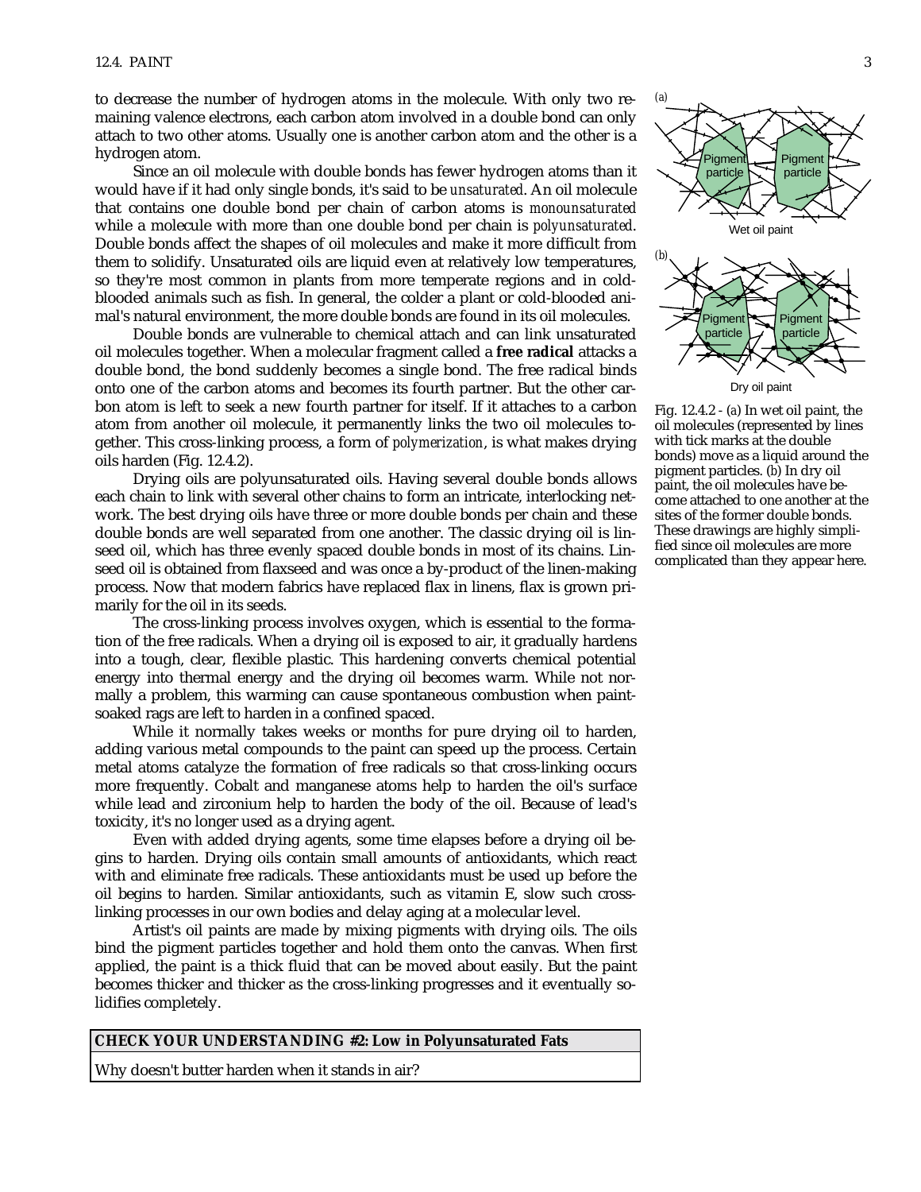to decrease the number of hydrogen atoms in the molecule. With only two remaining valence electrons, each carbon atom involved in a double bond can only attach to two other atoms. Usually one is another carbon atom and the other is a hydrogen atom.

Since an oil molecule with double bonds has fewer hydrogen atoms than it would have if it had only single bonds, it's said to be *unsaturated*. An oil molecule that contains one double bond per chain of carbon atoms is *monounsaturated* while a molecule with more than one double bond per chain is *polyunsaturated*. Double bonds affect the shapes of oil molecules and make it more difficult from them to solidify. Unsaturated oils are liquid even at relatively low temperatures, so they're most common in plants from more temperate regions and in cold-blooded animals such as fish. In general, the colder a plant or cold-blooded animal's natural environment, the more double bonds are found in its oil molecules.

Double bonds are vulnerable to chemical attach and can link unsaturated oil molecules together. When a molecular fragment called a **free radical** attacks a double bond, the bond suddenly becomes a single bond. The free radical binds onto one of the carbon atoms and becomes its fourth partner. But the other carbon atom is left to seek a new fourth partner for itself. If it attaches to a carbon atom from another oil molecule, it permanently links the two oil molecules together. This cross-linking process, a form of *polymerization*, is what makes drying oils harden (Fig. 12.4.2).

Fig. 12.4.2 - (a) In wet oil paint, the oil molecules (represented by lines with tick marks at the double bonds) move as a liquid around the pigment particles. (b) In dry oil paint, the oil molecules have become attached to one another at the sites of the former double bonds. These drawings are highly simplified since oil molecules are more complicated than they appear here.

Drying oils are polyunsaturated oils. Having several double bonds allows each chain to link with several other chains to form an intricate, interlocking network. The best drying oils have three or more double bonds per chain and these double bonds are well separated from one another. The classic drying oil is linseed oil, which has three evenly spaced double bonds in most of its chains. Linseed oil is obtained from flaxseed and was once a by-product of the linen-making process. Now that modern fabrics have replaced flax in linens, flax is grown primarily for the oil in its seeds.

The cross-linking process involves oxygen, which is essential to the formation of the free radicals. When a drying oil is exposed to air, it gradually hardens into a tough, clear, flexible plastic. This hardening converts chemical potential energy into thermal energy and the drying oil becomes warm. While not normally a problem, this warming can cause spontaneous combustion when paint-soaked rags are left to harden in a confined spaced.

While it normally takes weeks or months for pure drying oil to harden, adding various metal compounds to the paint can speed up the process. Certain metal atoms catalyze the formation of free radicals so that cross-linking occurs more frequently. Cobalt and manganese atoms help to harden the oil's surface while lead and zirconium help to harden the body of the oil. Because of lead's toxicity, it's no longer used as a drying agent.

Even with added drying agents, some time elapses before a drying oil begins to harden. Drying oils contain small amounts of antioxidants, which react with and eliminate free radicals. These antioxidants must be used up before the oil begins to harden. Similar antioxidants, such as vitamin E, slow such cross-linking processes in our own bodies and delay aging at a molecular level.

Artist's oil paints are made by mixing pigments with drying oils. The oils bind the pigment particles together and hold them onto the canvas. When first applied, the paint is a thick fluid that can be moved about easily. But the paint becomes thicker and thicker as the cross-linking progresses and it eventually solidifies completely.

**CHECK YOUR UNDERSTANDING #2: Low in Polyunsaturated Fats**

Why doesn't butter harden when it stands in air?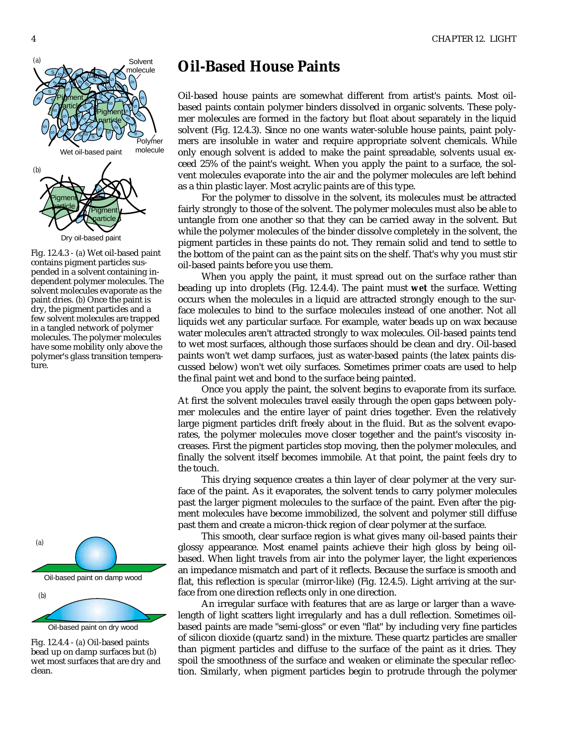# Oil-Based House Paints

Oil-based house paints are somewhat different from artist's paints. Most oil-based paints contain polymer binders dissolved in organic solvents. These polymer molecules are formed in the factory but float about separately in the liquid solvent (Fig. 12.4.3). Since no one wants water-soluble house paints, paint polymers are insoluble in water and require appropriate solvent chemicals. While only enough solvent is added to make the paint spreadable, solvents usual exceed 25% of the paint's weight. When you apply the paint to a surface, the solvent molecules evaporate into the air and the polymer molecules are left behind as a thin plastic layer. Most acrylic paints are of this type.

For the polymer to dissolve in the solvent, its molecules must be attracted fairly strongly to those of the solvent. The polymer molecules must also be able to untangle from one another so that they can be carried away in the solvent. But while the polymer molecules of the binder dissolve completely in the solvent, the pigment particles in these paints do not. They remain solid and tend to settle to the bottom of the paint can as the paint sits on the shelf. That's why you must stir oil-based paints before you use them.

Fig. 12.4.3 - (a) Wet oil-based paint contains pigment particles suspended in a solvent containing independent polymer molecules. The solvent molecules evaporate as the paint dries. (b) Once the paint is dry, the pigment particles and a few solvent molecules are trapped in a tangled network of polymer molecules. The polymer molecules have some mobility only above the polymer's glass transition temperature.

When you apply the paint, it must spread out on the surface rather than beading up into droplets (Fig. 12.4.4). The paint must **wet** the surface. Wetting occurs when the molecules in a liquid are attracted strongly enough to the surface molecules to bind to the surface molecules instead of one another. Not all liquids wet any particular surface. For example, water beads up on wax because water molecules aren't attracted strongly to wax molecules. Oil-based paints tend to wet most surfaces, although those surfaces should be clean and dry. Oil-based paints won't wet damp surfaces, just as water-based paints (the latex paints discussed below) won't wet oily surfaces. Sometimes primer coats are used to help the final paint wet and bond to the surface being painted.

Once you apply the paint, the solvent begins to evaporate from its surface. At first the solvent molecules travel easily through the open gaps between polymer molecules and the entire layer of paint dries together. Even the relatively large pigment particles drift freely about in the fluid. But as the solvent evaporates, the polymer molecules move closer together and the paint's viscosity increases. First the pigment particles stop moving, then the polymer molecules, and finally the solvent itself becomes immobile. At that point, the paint feels dry to the touch.

This drying sequence creates a thin layer of clear polymer at the very surface of the paint. As it evaporates, the solvent tends to carry polymer molecules past the larger pigment molecules to the surface of the paint. Even after the pigment molecules have become immobilized, the solvent and polymer still diffuse past them and create a micron-thick region of clear polymer at the surface.

This smooth, clear surface region is what gives many oil-based paints their glossy appearance. Most enamel paints achieve their high gloss by being oil-based. When light travels from air into the polymer layer, the light experiences an impedance mismatch and part of it reflects. Because the surface is smooth and flat, this reflection is *specular* (mirror-like) (Fig. 12.4.5). Light arriving at the surface from one direction reflects only in one direction.

Fig. 12.4.4 - (a) Oil-based paints bead up on damp surfaces but (b) wet most surfaces that are dry and clean.

An irregular surface with features that are as large or larger than a wavelength of light scatters light irregularly and has a dull reflection. Sometimes oil-based paints are made "semi-gloss" or even "flat" by including very fine particles of silicon dioxide (quartz sand) in the mixture. These quartz particles are smaller than pigment particles and diffuse to the surface of the paint as it dries. They spoil the smoothness of the surface and weaken or eliminate the specular reflection. Similarly, when pigment particles begin to protrude through the polymer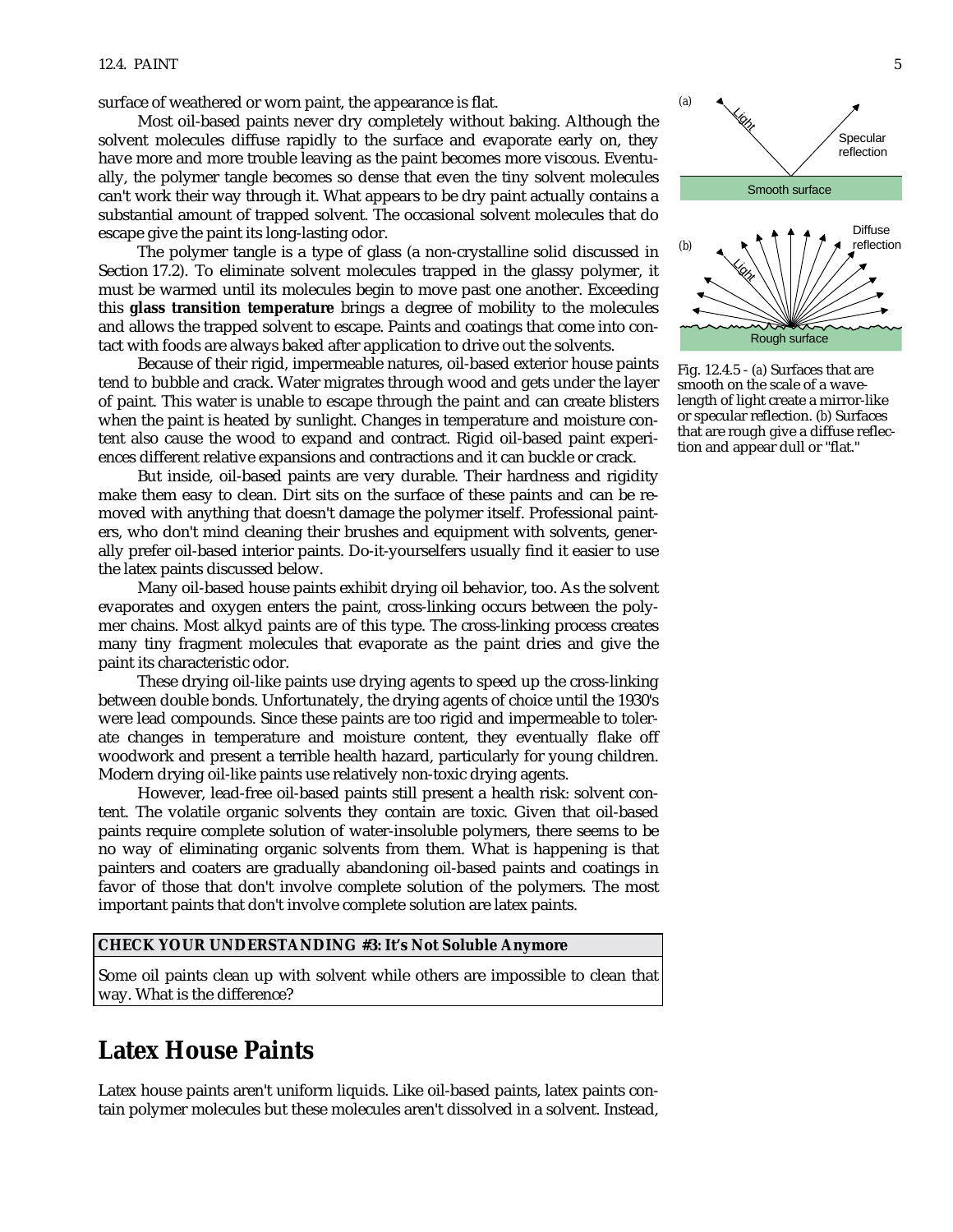surface of weathered or worn paint, the appearance is flat.

Most oil-based paints never dry completely without baking. Although the solvent molecules diffuse rapidly to the surface and evaporate early on, they have more and more trouble leaving as the paint becomes more viscous. Eventually, the polymer tangle becomes so dense that even the tiny solvent molecules can't work their way through it. What appears to be dry paint actually contains a substantial amount of trapped solvent. The occasional solvent molecules that do escape give the paint its long-lasting odor.

The polymer tangle is a type of glass (a non-crystalline solid discussed in Section 17.2). To eliminate solvent molecules trapped in the glassy polymer, it must be warmed until its molecules begin to move past one another. Exceeding this **glass transition temperature** brings a degree of mobility to the molecules and allows the trapped solvent to escape. Paints and coatings that come into contact with foods are always baked after application to drive out the solvents.

Because of their rigid, impermeable natures, oil-based exterior house paints tend to bubble and crack. Water migrates through wood and gets under the layer of paint. This water is unable to escape through the paint and can create blisters when the paint is heated by sunlight. Changes in temperature and moisture content also cause the wood to expand and contract. Rigid oil-based paint experiences different relative expansions and contractions and it can buckle or crack.

But inside, oil-based paints are very durable. Their hardness and rigidity make them easy to clean. Dirt sits on the surface of these paints and can be removed with anything that doesn't damage the polymer itself. Professional painters, who don't mind cleaning their brushes and equipment with solvents, generally prefer oil-based interior paints. Do-it-yourselfers usually find it easier to use the latex paints discussed below.

Many oil-based house paints exhibit drying oil behavior, too. As the solvent evaporates and oxygen enters the paint, cross-linking occurs between the polymer chains. Most alkyd paints are of this type. The cross-linking process creates many tiny fragment molecules that evaporate as the paint dries and give the paint its characteristic odor.

These drying oil-like paints use drying agents to speed up the cross-linking between double bonds. Unfortunately, the drying agents of choice until the 1930's were lead compounds. Since these paints are too rigid and impermeable to tolerate changes in temperature and moisture content, they eventually flake off woodwork and present a terrible health hazard, particularly for young children. Modern drying oil-like paints use relatively non-toxic drying agents.

However, lead-free oil-based paints still present a health risk: solvent content. The volatile organic solvents they contain are toxic. Given that oil-based paints require complete solution of water-insoluble polymers, there seems to be no way of eliminating organic solvents from them. What is happening is that painters and coaters are gradually abandoning oil-based paints and coatings in favor of those that don't involve complete solution of the polymers. The most important paints that don't involve complete solution are latex paints.

(a)
Light
Specular reflection
Smooth surface

(b)
Light
Diffuse reflection
Rough surface

Fig. 12.4.5 - (a) Surfaces that are smooth on the scale of a wavelength of light create a mirror-like or specular reflection. (b) Surfaces that are rough give a diffuse reflection and appear dull or "flat."

**CHECK YOUR UNDERSTANDING #3: It's Not Soluble Anymore**

Some oil paints clean up with solvent while others are impossible to clean that way. What is the difference?

## Latex House Paints

Latex house paints aren't uniform liquids. Like oil-based paints, latex paints contain polymer molecules but these molecules aren't dissolved in a solvent. Instead,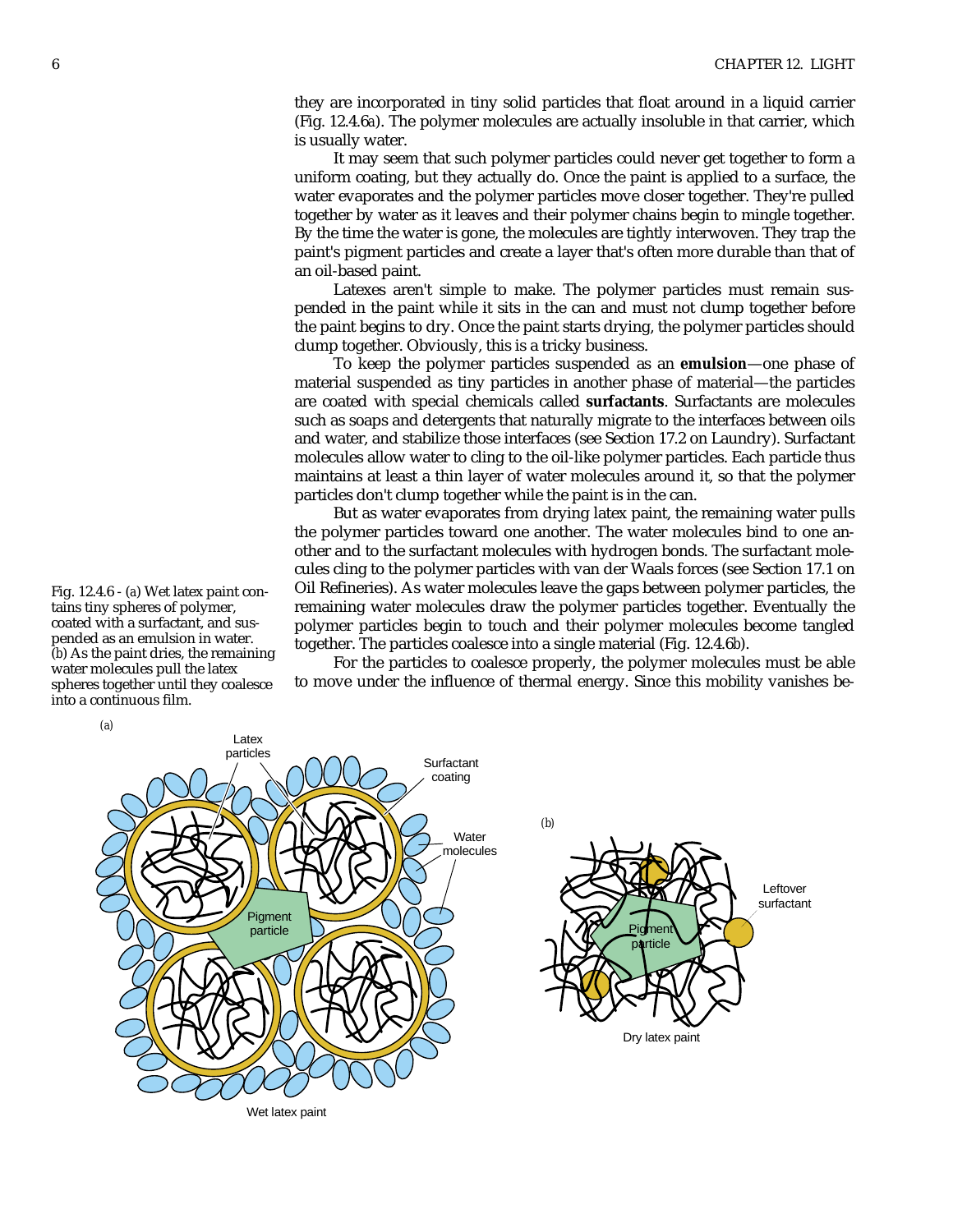they are incorporated in tiny solid particles that float around in a liquid carrier (Fig. 12.4.6a). The polymer molecules are actually insoluble in that carrier, which is usually water.

It may seem that such polymer particles could never get together to form a uniform coating, but they actually do. Once the paint is applied to a surface, the water evaporates and the polymer particles move closer together. They're pulled together by water as it leaves and their polymer chains begin to mingle together. By the time the water is gone, the molecules are tightly interwoven. They trap the paint's pigment particles and create a layer that's often more durable than that of an oil-based paint.

Latexes aren't simple to make. The polymer particles must remain suspended in the paint while it sits in the can and must not clump together before the paint begins to dry. Once the paint starts drying, the polymer particles should clump together. Obviously, this is a tricky business.

To keep the polymer particles suspended as an **emulsion**—one phase of material suspended as tiny particles in another phase of material—the particles are coated with special chemicals called **surfactants**. Surfactants are molecules such as soaps and detergents that naturally migrate to the interfaces between oils and water, and stabilize those interfaces (see Section 17.2 on Laundry). Surfactant molecules allow water to cling to the oil-like polymer particles. Each particle thus maintains at least a thin layer of water molecules around it, so that the polymer particles don't clump together while the paint is in the can.

But as water evaporates from drying latex paint, the remaining water pulls the polymer particles toward one another. The water molecules bind to one another and to the surfactant molecules with hydrogen bonds. The surfactant molecules cling to the polymer particles with van der Waals forces (see Section 17.1 on Oil Refineries). As water molecules leave the gaps between polymer particles, the remaining water molecules draw the polymer particles together. Eventually the polymer particles begin to touch and their polymer molecules become tangled together. The particles coalesce into a single material (Fig. 12.4.6b).

For the particles to coalesce properly, the polymer molecules must be able to move under the influence of thermal energy. Since this mobility vanishes be-

Fig. 12.4.6 - (a) Wet latex paint contains tiny spheres of polymer, coated with a surfactant, and suspended as an emulsion in water. (b) As the paint dries, the remaining water molecules pull the latex spheres together until they coalesce into a continuous film.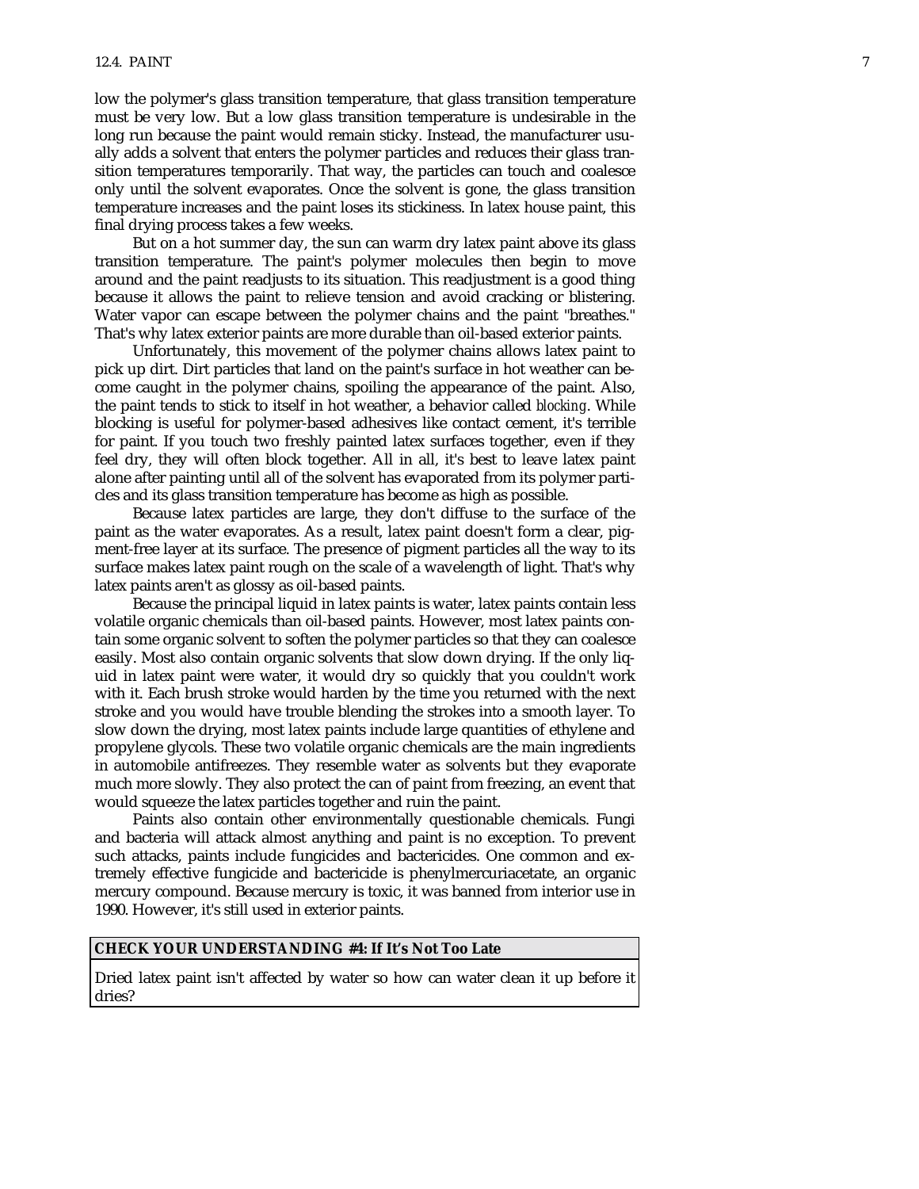low the polymer's glass transition temperature, that glass transition temperature must be very low. But a low glass transition temperature is undesirable in the long run because the paint would remain sticky. Instead, the manufacturer usually adds a solvent that enters the polymer particles and reduces their glass transition temperatures temporarily. That way, the particles can touch and coalesce only until the solvent evaporates. Once the solvent is gone, the glass transition temperature increases and the paint loses its stickiness. In latex house paint, this final drying process takes a few weeks.

But on a hot summer day, the sun can warm dry latex paint above its glass transition temperature. The paint's polymer molecules then begin to move around and the paint readjusts to its situation. This readjustment is a good thing because it allows the paint to relieve tension and avoid cracking or blistering. Water vapor can escape between the polymer chains and the paint "breathes." That's why latex exterior paints are more durable than oil-based exterior paints.

Unfortunately, this movement of the polymer chains allows latex paint to pick up dirt. Dirt particles that land on the paint's surface in hot weather can become caught in the polymer chains, spoiling the appearance of the paint. Also, the paint tends to stick to itself in hot weather, a behavior called *blocking*. While blocking is useful for polymer-based adhesives like contact cement, it's terrible for paint. If you touch two freshly painted latex surfaces together, even if they feel dry, they will often block together. All in all, it's best to leave latex paint alone after painting until all of the solvent has evaporated from its polymer particles and its glass transition temperature has become as high as possible.

Because latex particles are large, they don't diffuse to the surface of the paint as the water evaporates. As a result, latex paint doesn't form a clear, pigment-free layer at its surface. The presence of pigment particles all the way to its surface makes latex paint rough on the scale of a wavelength of light. That's why latex paints aren't as glossy as oil-based paints.

Because the principal liquid in latex paints is water, latex paints contain less volatile organic chemicals than oil-based paints. However, most latex paints contain some organic solvent to soften the polymer particles so that they can coalesce easily. Most also contain organic solvents that slow down drying. If the only liquid in latex paint were water, it would dry so quickly that you couldn't work with it. Each brush stroke would harden by the time you returned with the next stroke and you would have trouble blending the strokes into a smooth layer. To slow down the drying, most latex paints include large quantities of ethylene and propylene glycols. These two volatile organic chemicals are the main ingredients in automobile antifreezes. They resemble water as solvents but they evaporate much more slowly. They also protect the can of paint from freezing, an event that would squeeze the latex particles together and ruin the paint.

Paints also contain other environmentally questionable chemicals. Fungi and bacteria will attack almost anything and paint is no exception. To prevent such attacks, paints include fungicides and bactericides. One common and extremely effective fungicide and bactericide is phenylmercuriacetate, an organic mercury compound. Because mercury is toxic, it was banned from interior use in 1990. However, it's still used in exterior paints.

**CHECK YOUR UNDERSTANDING #4: If It's Not Too Late**

Dried latex paint isn't affected by water so how can water clean it up before it dries?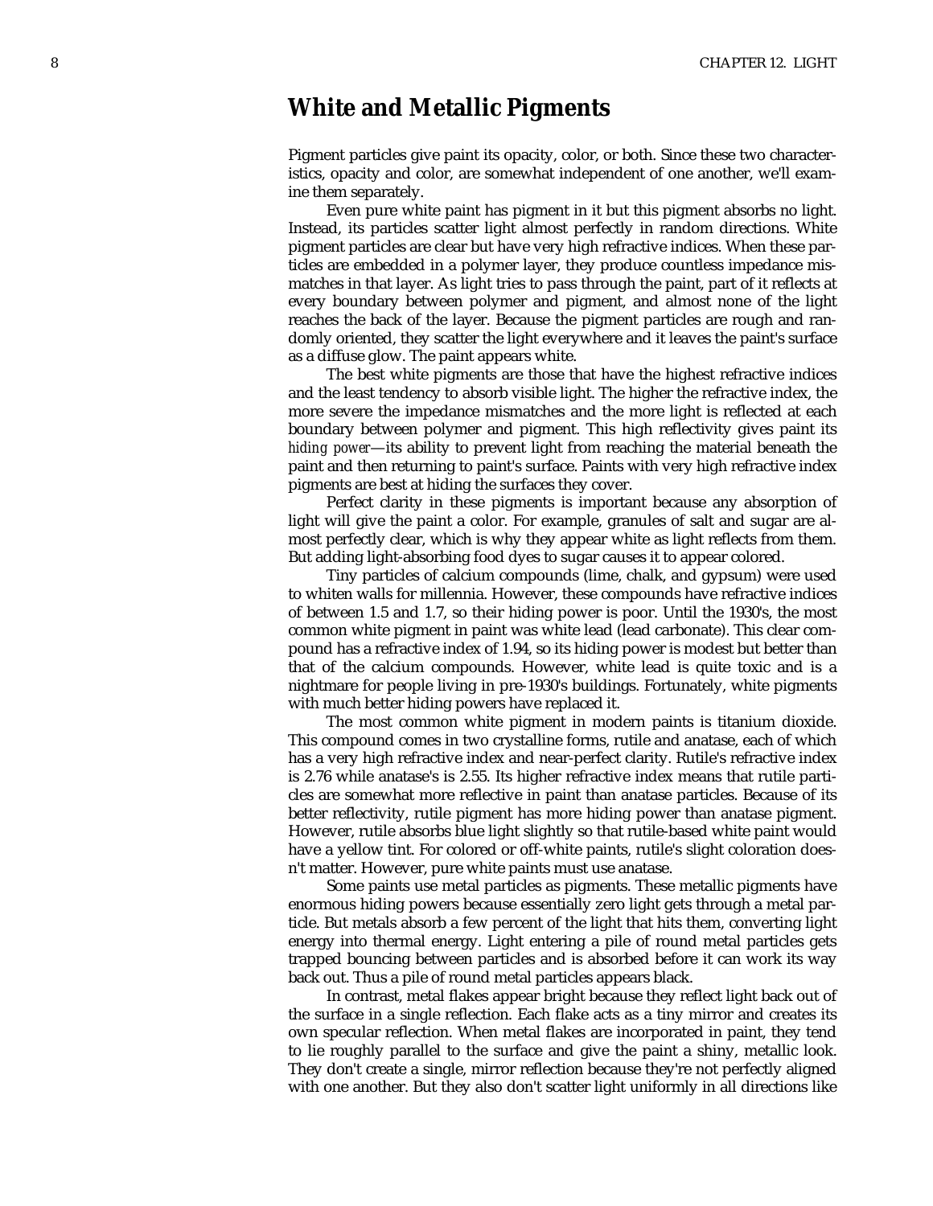## White and Metallic Pigments

Pigment particles give paint its opacity, color, or both. Since these two characteristics, opacity and color, are somewhat independent of one another, we'll examine them separately.

Even pure white paint has pigment in it but this pigment absorbs no light. Instead, its particles scatter light almost perfectly in random directions. White pigment particles are clear but have very high refractive indices. When these particles are embedded in a polymer layer, they produce countless impedance mismatches in that layer. As light tries to pass through the paint, part of it reflects at every boundary between polymer and pigment, and almost none of the light reaches the back of the layer. Because the pigment particles are rough and randomly oriented, they scatter the light everywhere and it leaves the paint's surface as a diffuse glow. The paint appears white.

The best white pigments are those that have the highest refractive indices and the least tendency to absorb visible light. The higher the refractive index, the more severe the impedance mismatches and the more light is reflected at each boundary between polymer and pigment. This high reflectivity gives paint its *hiding power*—its ability to prevent light from reaching the material beneath the paint and then returning to paint's surface. Paints with very high refractive index pigments are best at hiding the surfaces they cover.

Perfect clarity in these pigments is important because any absorption of light will give the paint a color. For example, granules of salt and sugar are almost perfectly clear, which is why they appear white as light reflects from them. But adding light-absorbing food dyes to sugar causes it to appear colored.

Tiny particles of calcium compounds (lime, chalk, and gypsum) were used to whiten walls for millennia. However, these compounds have refractive indices of between 1.5 and 1.7, so their hiding power is poor. Until the 1930's, the most common white pigment in paint was white lead (lead carbonate). This clear compound has a refractive index of 1.94, so its hiding power is modest but better than that of the calcium compounds. However, white lead is quite toxic and is a nightmare for people living in pre-1930's buildings. Fortunately, white pigments with much better hiding powers have replaced it.

The most common white pigment in modern paints is titanium dioxide. This compound comes in two crystalline forms, rutile and anatase, each of which has a very high refractive index and near-perfect clarity. Rutile's refractive index is 2.76 while anatase's is 2.55. Its higher refractive index means that rutile particles are somewhat more reflective in paint than anatase particles. Because of its better reflectivity, rutile pigment has more hiding power than anatase pigment. However, rutile absorbs blue light slightly so that rutile-based white paint would have a yellow tint. For colored or off-white paints, rutile's slight coloration doesn't matter. However, pure white paints must use anatase.

Some paints use metal particles as pigments. These metallic pigments have enormous hiding powers because essentially zero light gets through a metal particle. But metals absorb a few percent of the light that hits them, converting light energy into thermal energy. Light entering a pile of round metal particles gets trapped bouncing between particles and is absorbed before it can work its way back out. Thus a pile of round metal particles appears black.

In contrast, metal flakes appear bright because they reflect light back out of the surface in a single reflection. Each flake acts as a tiny mirror and creates its own specular reflection. When metal flakes are incorporated in paint, they tend to lie roughly parallel to the surface and give the paint a shiny, metallic look. They don't create a single, mirror reflection because they're not perfectly aligned with one another. But they also don't scatter light uniformly in all directions like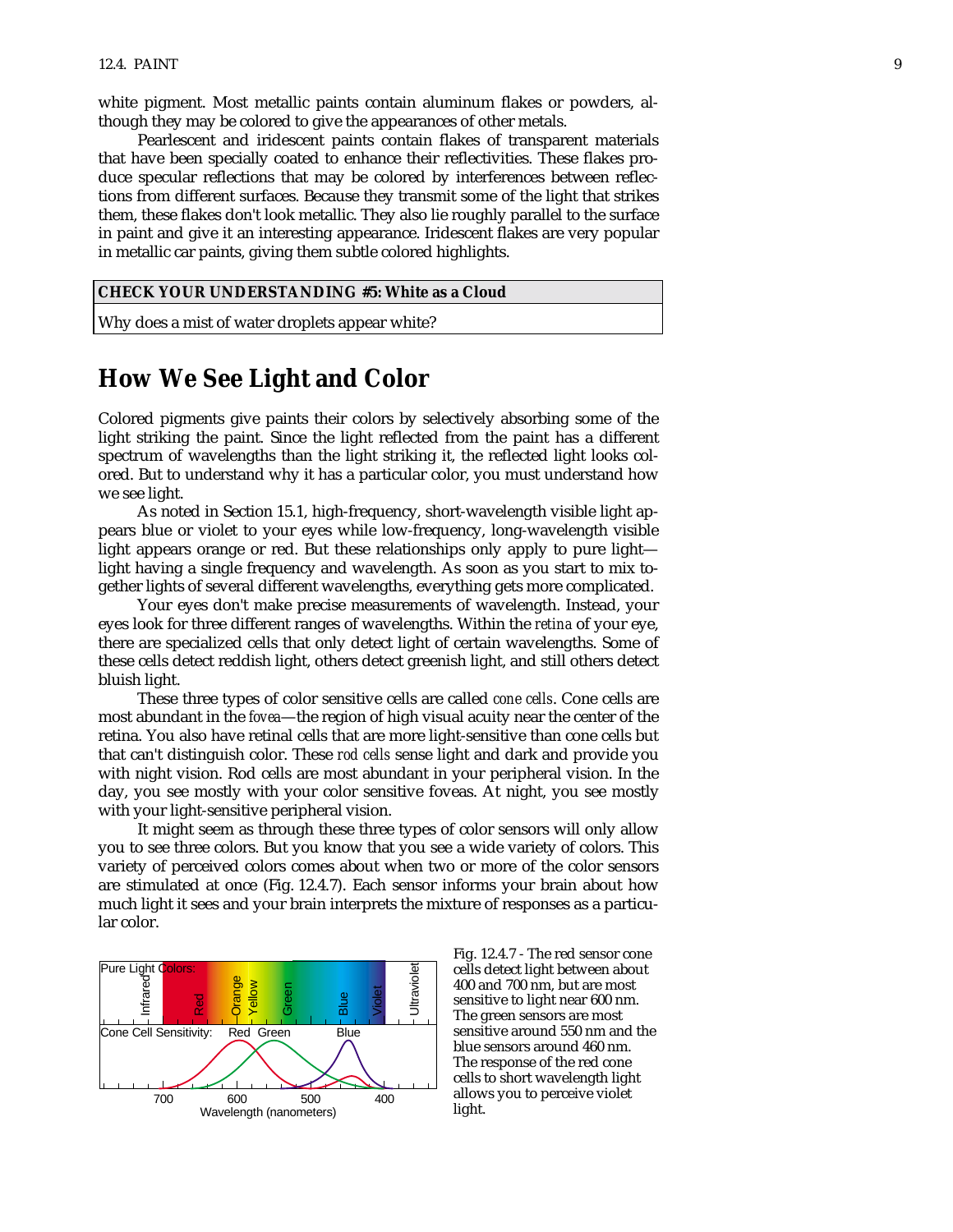white pigment. Most metallic paints contain aluminum flakes or powders, although they may be colored to give the appearances of other metals.

Pearlescent and iridescent paints contain flakes of transparent materials that have been specially coated to enhance their reflectivities. These flakes produce specular reflections that may be colored by interferences between reflections from different surfaces. Because they transmit some of the light that strikes them, these flakes don't look metallic. They also lie roughly parallel to the surface in paint and give it an interesting appearance. Iridescent flakes are very popular in metallic car paints, giving them subtle colored highlights.

| **CHECK YOUR UNDERSTANDING #5: White as a Cloud** |
| --- |
| Why does a mist of water droplets appear white? |

## How We See Light and Color

Colored pigments give paints their colors by selectively absorbing some of the light striking the paint. Since the light reflected from the paint has a different spectrum of wavelengths than the light striking it, the reflected light looks colored. But to understand why it has a particular color, you must understand how we see light.

As noted in Section 15.1, high-frequency, short-wavelength visible light appears blue or violet to your eyes while low-frequency, long-wavelength visible light appears orange or red. But these relationships only apply to pure light—light having a single frequency and wavelength. As soon as you start to mix together lights of several different wavelengths, everything gets more complicated.

Your eyes don't make precise measurements of wavelength. Instead, your eyes look for three different ranges of wavelengths. Within the *retina* of your eye, there are specialized cells that only detect light of certain wavelengths. Some of these cells detect reddish light, others detect greenish light, and still others detect bluish light.

These three types of color sensitive cells are called *cone cells*. Cone cells are most abundant in the *fovea*—the region of high visual acuity near the center of the retina. You also have retinal cells that are more light-sensitive than cone cells but that can't distinguish color. These *rod cells* sense light and dark and provide you with night vision. Rod cells are most abundant in your peripheral vision. In the day, you see mostly with your color sensitive foveas. At night, you see mostly with your light-sensitive peripheral vision.

It might seem as through these three types of color sensors will only allow you to see three colors. But you know that you see a wide variety of colors. This variety of perceived colors comes about when two or more of the color sensors are stimulated at once (Fig. 12.4.7). Each sensor informs your brain about how much light it sees and your brain interprets the mixture of responses as a particular color.

Fig. 12.4.7 - The red sensor cone cells detect light between about 400 and 700 nm, but are most sensitive to light near 600 nm. The green sensors are most sensitive around 550 nm and the blue sensors around 460 nm. The response of the red cone cells to short wavelength light allows you to perceive violet light.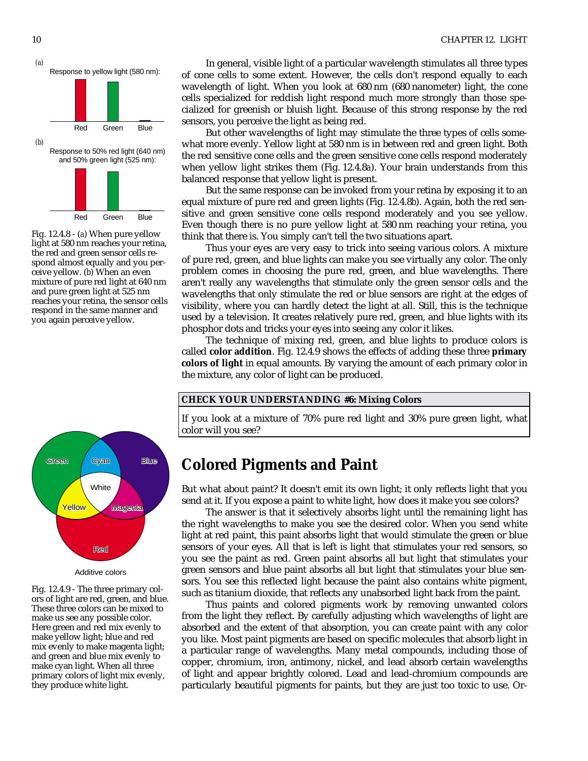In general, visible light of a particular wavelength stimulates all three types of cone cells to some extent. However, the cells don't respond equally to each wavelength of light. When you look at 680 nm (680 nanometer) light, the cone cells specialized for reddish light respond much more strongly than those specialized for greenish or bluish light. Because of this strong response by the red sensors, you perceive the light as being red.

But other wavelengths of light may stimulate the three types of cells somewhat more evenly. Yellow light at 580 nm is in between red and green light. Both the red sensitive cone cells and the green sensitive cone cells respond moderately when yellow light strikes them (Fig. 12.4.8a). Your brain understands from this balanced response that yellow light is present.

But the same response can be invoked from your retina by exposing it to an equal mixture of pure red and green lights (Fig. 12.4.8b). Again, both the red sensitive and green sensitive cone cells respond moderately and you see yellow. Even though there is no pure yellow light at 580 nm reaching your retina, you think that there is. You simply can't tell the two situations apart.

Fig. 12.4.8 - (a) When pure yellow light at 580 nm reaches your retina, the red and green sensor cells respond almost equally and you perceive yellow. (b) When an even mixture of pure red light at 640 nm and pure green light at 525 nm reaches your retina, the sensor cells respond in the same manner and you again perceive yellow.

Thus your eyes are very easy to trick into seeing various colors. A mixture of pure red, green, and blue lights can make you see virtually any color. The only problem comes in choosing the pure red, green, and blue wavelengths. There aren't really any wavelengths that stimulate only the green sensor cells and the wavelengths that only stimulate the red or blue sensors are right at the edges of visibility, where you can hardly detect the light at all. Still, this is the technique used by a television. It creates relatively pure red, green, and blue lights with its phosphor dots and tricks your eyes into seeing any color it likes.

The technique of mixing red, green, and blue lights to produce colors is called **color addition**. Fig. 12.4.9 shows the effects of adding these three **primary colors of light** in equal amounts. By varying the amount of each primary color in the mixture, any color of light can be produced.

**CHECK YOUR UNDERSTANDING #6: Mixing Colors**

If you look at a mixture of 70% pure red light and 30% pure green light, what color will you see?

Fig. 12.4.9 - The three primary colors of light are red, green, and blue. These three colors can be mixed to make us see any possible color. Here green and red mix evenly to make yellow light; blue and red mix evenly to make magenta light; and green and blue mix evenly to make cyan light. When all three primary colors of light mix evenly, they produce white light.

## Colored Pigments and Paint

But what about paint? It doesn't emit its own light; it only reflects light that you send at it. If you expose a paint to white light, how does it make you see colors?

The answer is that it selectively absorbs light until the remaining light has the right wavelengths to make you see the desired color. When you send white light at red paint, this paint absorbs light that would stimulate the green or blue sensors of your eyes. All that is left is light that stimulates your red sensors, so you see the paint as red. Green paint absorbs all but light that stimulates your green sensors and blue paint absorbs all but light that stimulates your blue sensors. You see this reflected light because the paint also contains white pigment, such as titanium dioxide, that reflects any unabsorbed light back from the paint.

Thus paints and colored pigments work by removing unwanted colors from the light they reflect. By carefully adjusting which wavelengths of light are absorbed and the extent of that absorption, you can create paint with any color you like. Most paint pigments are based on specific molecules that absorb light in a particular range of wavelengths. Many metal compounds, including those of copper, chromium, iron, antimony, nickel, and lead absorb certain wavelengths of light and appear brightly colored. Lead and lead-chromium compounds are particularly beautiful pigments for paints, but they are just too toxic to use. Or-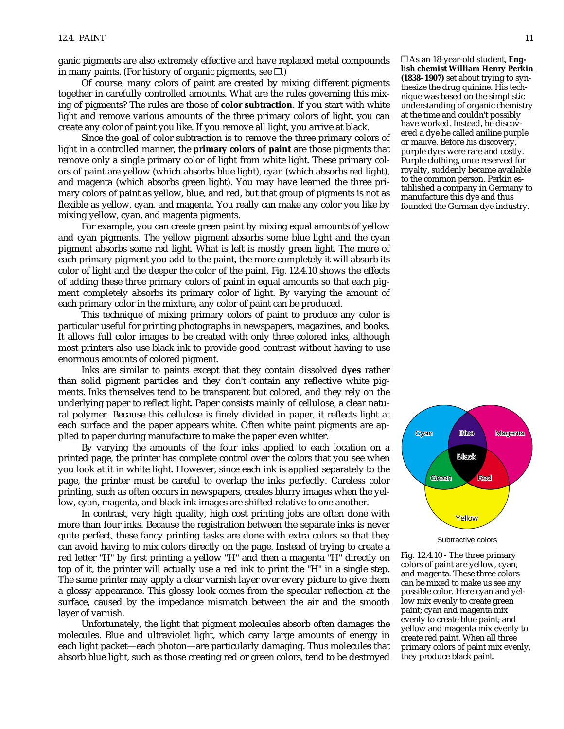ganic pigments are also extremely effective and have replaced metal compounds in many paints. (For history of organic pigments, see ❐.)

Of course, many colors of paint are created by mixing different pigments together in carefully controlled amounts. What are the rules governing this mixing of pigments? The rules are those of **color subtraction**. If you start with white light and remove various amounts of the three primary colors of light, you can create any color of paint you like. If you remove all light, you arrive at black.

Since the goal of color subtraction is to remove the three primary colors of light in a controlled manner, the **primary colors of paint** are those pigments that remove only a single primary color of light from white light. These primary colors of paint are yellow (which absorbs blue light), cyan (which absorbs red light), and magenta (which absorbs green light). You may have learned the three primary colors of paint as yellow, blue, and red, but that group of pigments is not as flexible as yellow, cyan, and magenta. You really can make any color you like by mixing yellow, cyan, and magenta pigments.

For example, you can create green paint by mixing equal amounts of yellow and cyan pigments. The yellow pigment absorbs some blue light and the cyan pigment absorbs some red light. What is left is mostly green light. The more of each primary pigment you add to the paint, the more completely it will absorb its color of light and the deeper the color of the paint. Fig. 12.4.10 shows the effects of adding these three primary colors of paint in equal amounts so that each pigment completely absorbs its primary color of light. By varying the amount of each primary color in the mixture, any color of paint can be produced.

This technique of mixing primary colors of paint to produce any color is particular useful for printing photographs in newspapers, magazines, and books. It allows full color images to be created with only three colored inks, although most printers also use black ink to provide good contrast without having to use enormous amounts of colored pigment.

Inks are similar to paints except that they contain dissolved **dyes** rather than solid pigment particles and they don't contain any reflective white pigments. Inks themselves tend to be transparent but colored, and they rely on the underlying paper to reflect light. Paper consists mainly of cellulose, a clear natural polymer. Because this cellulose is finely divided in paper, it reflects light at each surface and the paper appears white. Often white paint pigments are applied to paper during manufacture to make the paper even whiter.

By varying the amounts of the four inks applied to each location on a printed page, the printer has complete control over the colors that you see when you look at it in white light. However, since each ink is applied separately to the page, the printer must be careful to overlap the inks perfectly. Careless color printing, such as often occurs in newspapers, creates blurry images when the yellow, cyan, magenta, and black ink images are shifted relative to one another.

In contrast, very high quality, high cost printing jobs are often done with more than four inks. Because the registration between the separate inks is never quite perfect, these fancy printing tasks are done with extra colors so that they can avoid having to mix colors directly on the page. Instead of trying to create a red letter "H" by first printing a yellow "H" and then a magenta "H" directly on top of it, the printer will actually use a red ink to print the "H" in a single step. The same printer may apply a clear varnish layer over every picture to give them a glossy appearance. This glossy look comes from the specular reflection at the surface, caused by the impedance mismatch between the air and the smooth layer of varnish.

Unfortunately, the light that pigment molecules absorb often damages the molecules. Blue and ultraviolet light, which carry large amounts of energy in each light packet—each photon—are particularly damaging. Thus molecules that absorb blue light, such as those creating red or green colors, tend to be destroyed

❐ As an 18-year-old student, **English chemist William Henry Perkin (1838–1907)** set about trying to synthesize the drug quinine. His technique was based on the simplistic understanding of organic chemistry at the time and couldn't possibly have worked. Instead, he discovered a dye he called aniline purple or mauve. Before his discovery, purple dyes were rare and costly. Purple clothing, once reserved for royalty, suddenly became available to the common person. Perkin established a company in Germany to manufacture this dye and thus founded the German dye industry.

Subtractive colors

Fig. 12.4.10 - The three primary colors of paint are yellow, cyan, and magenta. These three colors can be mixed to make us see any possible color. Here cyan and yellow mix evenly to create green paint; cyan and magenta mix evenly to create blue paint; and yellow and magenta mix evenly to create red paint. When all three primary colors of paint mix evenly, they produce black paint.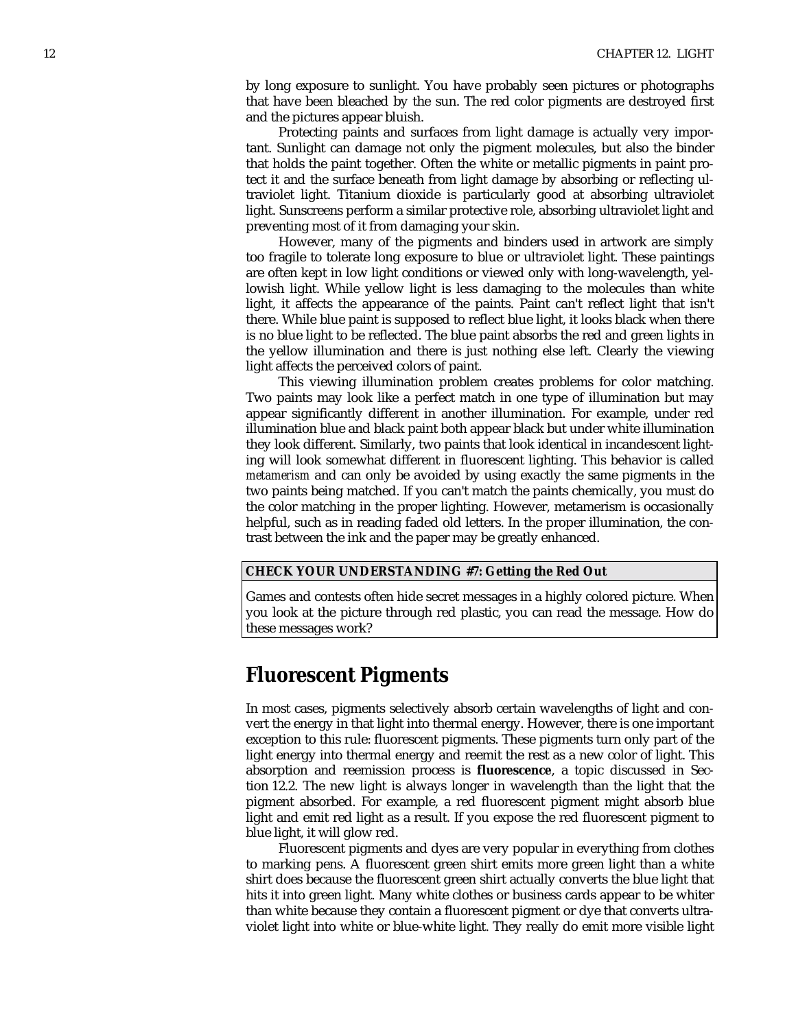by long exposure to sunlight. You have probably seen pictures or photographs that have been bleached by the sun. The red color pigments are destroyed first and the pictures appear bluish.

Protecting paints and surfaces from light damage is actually very important. Sunlight can damage not only the pigment molecules, but also the binder that holds the paint together. Often the white or metallic pigments in paint protect it and the surface beneath from light damage by absorbing or reflecting ultraviolet light. Titanium dioxide is particularly good at absorbing ultraviolet light. Sunscreens perform a similar protective role, absorbing ultraviolet light and preventing most of it from damaging your skin.

However, many of the pigments and binders used in artwork are simply too fragile to tolerate long exposure to blue or ultraviolet light. These paintings are often kept in low light conditions or viewed only with long-wavelength, yellowish light. While yellow light is less damaging to the molecules than white light, it affects the appearance of the paints. Paint can't reflect light that isn't there. While blue paint is supposed to reflect blue light, it looks black when there is no blue light to be reflected. The blue paint absorbs the red and green lights in the yellow illumination and there is just nothing else left. Clearly the viewing light affects the perceived colors of paint.

This viewing illumination problem creates problems for color matching. Two paints may look like a perfect match in one type of illumination but may appear significantly different in another illumination. For example, under red illumination blue and black paint both appear black but under white illumination they look different. Similarly, two paints that look identical in incandescent lighting will look somewhat different in fluorescent lighting. This behavior is called *metamerism* and can only be avoided by using exactly the same pigments in the two paints being matched. If you can't match the paints chemically, you must do the color matching in the proper lighting. However, metamerism is occasionally helpful, such as in reading faded old letters. In the proper illumination, the contrast between the ink and the paper may be greatly enhanced.

**CHECK YOUR UNDERSTANDING #7: Getting the Red Out**

Games and contests often hide secret messages in a highly colored picture. When you look at the picture through red plastic, you can read the message. How do these messages work?

## Fluorescent Pigments

In most cases, pigments selectively absorb certain wavelengths of light and convert the energy in that light into thermal energy. However, there is one important exception to this rule: fluorescent pigments. These pigments turn only part of the light energy into thermal energy and reemit the rest as a new color of light. This absorption and reemission process is **fluorescence**, a topic discussed in Section 12.2. The new light is always longer in wavelength than the light that the pigment absorbed. For example, a red fluorescent pigment might absorb blue light and emit red light as a result. If you expose the red fluorescent pigment to blue light, it will glow red.

Fluorescent pigments and dyes are very popular in everything from clothes to marking pens. A fluorescent green shirt emits more green light than a white shirt does because the fluorescent green shirt actually converts the blue light that hits it into green light. Many white clothes or business cards appear to be whiter than white because they contain a fluorescent pigment or dye that converts ultraviolet light into white or blue-white light. They really do emit more visible light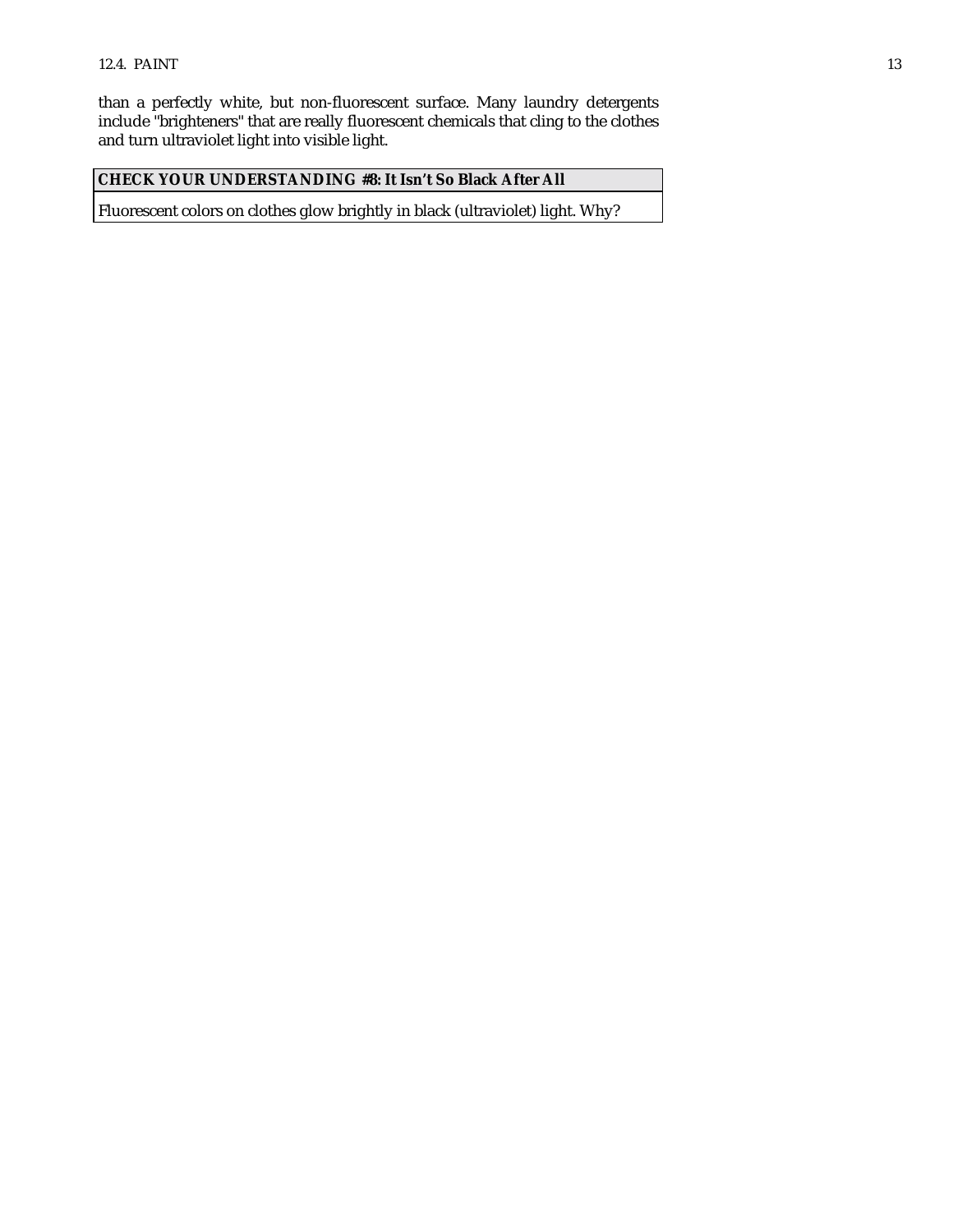than a perfectly white, but non-fluorescent surface. Many laundry detergents include "brighteners" that are really fluorescent chemicals that cling to the clothes and turn ultraviolet light into visible light.

| **CHECK YOUR UNDERSTANDING #8: It Isn't So Black After All** |
| --- |
| Fluorescent colors on clothes glow brightly in black (ultraviolet) light. Why? |